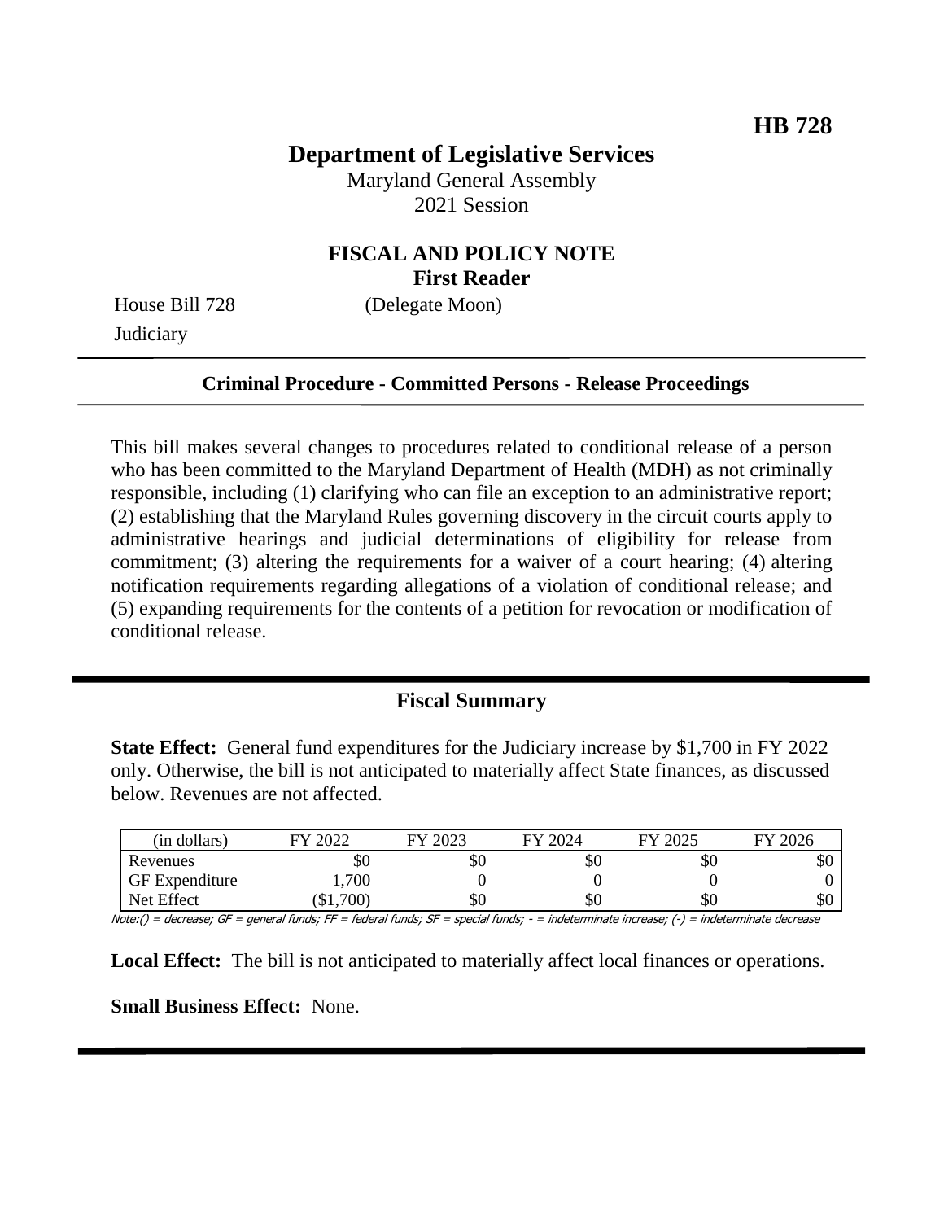**HB 728**

# Department of Legislative Services

Maryland General Assembly
2021 Session

## FISCAL AND POLICY NOTE
**First Reader**

House Bill 728 (Delegate Moon)
Judiciary

---

**Criminal Procedure - Committed Persons - Release Proceedings**

---

This bill makes several changes to procedures related to conditional release of a person who has been committed to the Maryland Department of Health (MDH) as not criminally responsible, including (1) clarifying who can file an exception to an administrative report; (2) establishing that the Maryland Rules governing discovery in the circuit courts apply to administrative hearings and judicial determinations of eligibility for release from commitment; (3) altering the requirements for a waiver of a court hearing; (4) altering notification requirements regarding allegations of a violation of conditional release; and (5) expanding requirements for the contents of a petition for revocation or modification of conditional release.

---

## Fiscal Summary

**State Effect:** General fund expenditures for the Judiciary increase by $1,700 in FY 2022 only. Otherwise, the bill is not anticipated to materially affect State finances, as discussed below. Revenues are not affected.

| (in dollars) | FY 2022 | FY 2023 | FY 2024 | FY 2025 | FY 2026 |
|---|---|---|---|---|---|
| Revenues | $0 | $0 | $0 | $0 | $0 |
| GF Expenditure | 1,700 | 0 | 0 | 0 | 0 |
| Net Effect | ($1,700) | $0 | $0 | $0 | $0 |

Note:() = decrease; GF = general funds; FF = federal funds; SF = special funds; - = indeterminate increase; (-) = indeterminate decrease

**Local Effect:** The bill is not anticipated to materially affect local finances or operations.

**Small Business Effect:** None.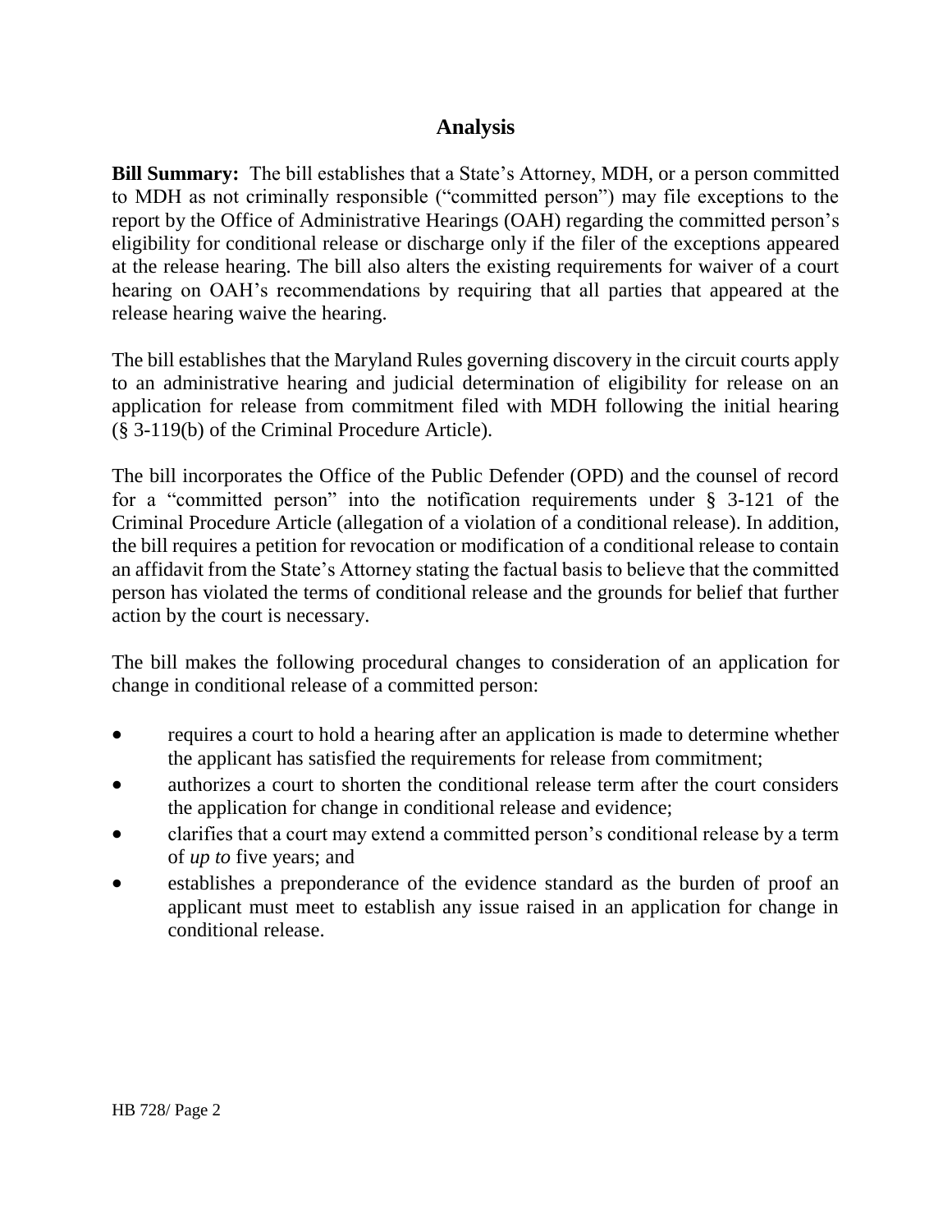# Analysis

**Bill Summary:** The bill establishes that a State's Attorney, MDH, or a person committed to MDH as not criminally responsible ("committed person") may file exceptions to the report by the Office of Administrative Hearings (OAH) regarding the committed person's eligibility for conditional release or discharge only if the filer of the exceptions appeared at the release hearing. The bill also alters the existing requirements for waiver of a court hearing on OAH's recommendations by requiring that all parties that appeared at the release hearing waive the hearing.

The bill establishes that the Maryland Rules governing discovery in the circuit courts apply to an administrative hearing and judicial determination of eligibility for release on an application for release from commitment filed with MDH following the initial hearing (§ 3-119(b) of the Criminal Procedure Article).

The bill incorporates the Office of the Public Defender (OPD) and the counsel of record for a "committed person" into the notification requirements under § 3-121 of the Criminal Procedure Article (allegation of a violation of a conditional release). In addition, the bill requires a petition for revocation or modification of a conditional release to contain an affidavit from the State's Attorney stating the factual basis to believe that the committed person has violated the terms of conditional release and the grounds for belief that further action by the court is necessary.

The bill makes the following procedural changes to consideration of an application for change in conditional release of a committed person:

- requires a court to hold a hearing after an application is made to determine whether the applicant has satisfied the requirements for release from commitment;
- authorizes a court to shorten the conditional release term after the court considers the application for change in conditional release and evidence;
- clarifies that a court may extend a committed person's conditional release by a term of *up to* five years; and
- establishes a preponderance of the evidence standard as the burden of proof an applicant must meet to establish any issue raised in an application for change in conditional release.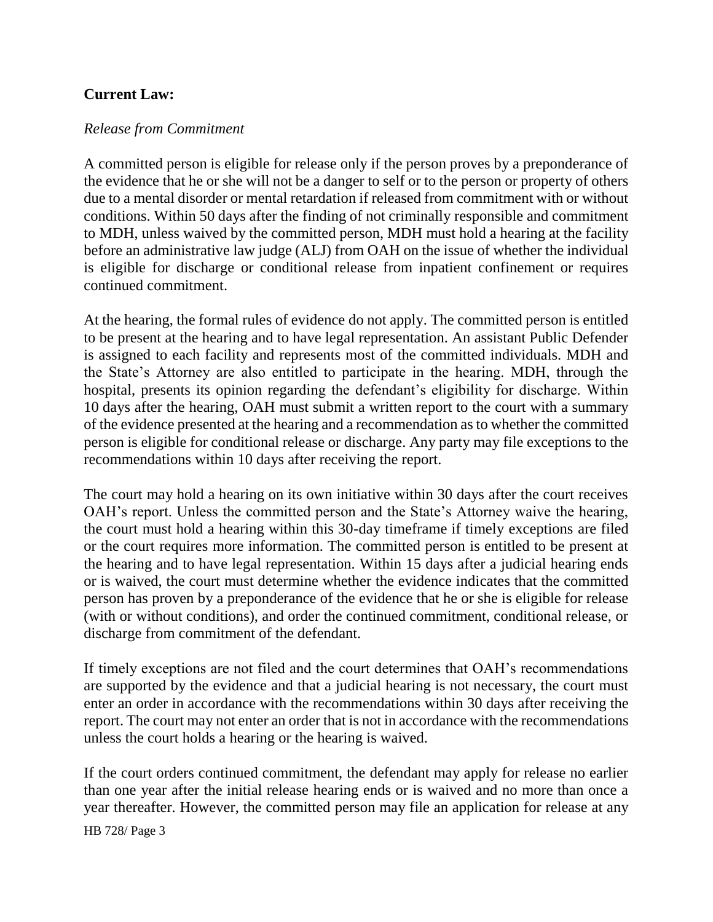**Current Law:**

*Release from Commitment*

A committed person is eligible for release only if the person proves by a preponderance of the evidence that he or she will not be a danger to self or to the person or property of others due to a mental disorder or mental retardation if released from commitment with or without conditions. Within 50 days after the finding of not criminally responsible and commitment to MDH, unless waived by the committed person, MDH must hold a hearing at the facility before an administrative law judge (ALJ) from OAH on the issue of whether the individual is eligible for discharge or conditional release from inpatient confinement or requires continued commitment.

At the hearing, the formal rules of evidence do not apply. The committed person is entitled to be present at the hearing and to have legal representation. An assistant Public Defender is assigned to each facility and represents most of the committed individuals. MDH and the State's Attorney are also entitled to participate in the hearing. MDH, through the hospital, presents its opinion regarding the defendant's eligibility for discharge. Within 10 days after the hearing, OAH must submit a written report to the court with a summary of the evidence presented at the hearing and a recommendation as to whether the committed person is eligible for conditional release or discharge. Any party may file exceptions to the recommendations within 10 days after receiving the report.

The court may hold a hearing on its own initiative within 30 days after the court receives OAH's report. Unless the committed person and the State's Attorney waive the hearing, the court must hold a hearing within this 30-day timeframe if timely exceptions are filed or the court requires more information. The committed person is entitled to be present at the hearing and to have legal representation. Within 15 days after a judicial hearing ends or is waived, the court must determine whether the evidence indicates that the committed person has proven by a preponderance of the evidence that he or she is eligible for release (with or without conditions), and order the continued commitment, conditional release, or discharge from commitment of the defendant.

If timely exceptions are not filed and the court determines that OAH's recommendations are supported by the evidence and that a judicial hearing is not necessary, the court must enter an order in accordance with the recommendations within 30 days after receiving the report. The court may not enter an order that is not in accordance with the recommendations unless the court holds a hearing or the hearing is waived.

If the court orders continued commitment, the defendant may apply for release no earlier than one year after the initial release hearing ends or is waived and no more than once a year thereafter. However, the committed person may file an application for release at any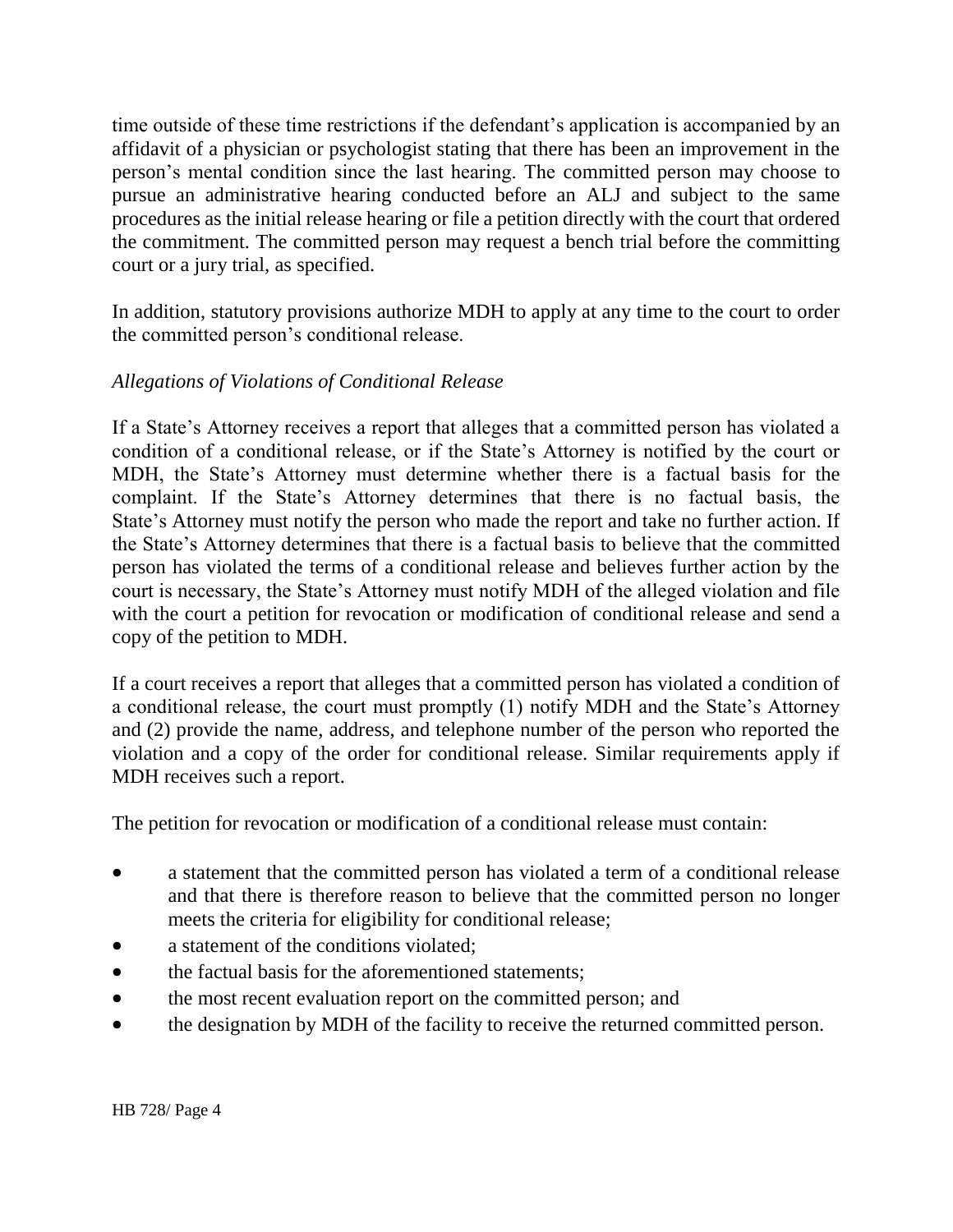time outside of these time restrictions if the defendant's application is accompanied by an affidavit of a physician or psychologist stating that there has been an improvement in the person's mental condition since the last hearing. The committed person may choose to pursue an administrative hearing conducted before an ALJ and subject to the same procedures as the initial release hearing or file a petition directly with the court that ordered the commitment. The committed person may request a bench trial before the committing court or a jury trial, as specified.

In addition, statutory provisions authorize MDH to apply at any time to the court to order the committed person's conditional release.

*Allegations of Violations of Conditional Release*

If a State's Attorney receives a report that alleges that a committed person has violated a condition of a conditional release, or if the State's Attorney is notified by the court or MDH, the State's Attorney must determine whether there is a factual basis for the complaint. If the State's Attorney determines that there is no factual basis, the State's Attorney must notify the person who made the report and take no further action. If the State's Attorney determines that there is a factual basis to believe that the committed person has violated the terms of a conditional release and believes further action by the court is necessary, the State's Attorney must notify MDH of the alleged violation and file with the court a petition for revocation or modification of conditional release and send a copy of the petition to MDH.

If a court receives a report that alleges that a committed person has violated a condition of a conditional release, the court must promptly (1) notify MDH and the State's Attorney and (2) provide the name, address, and telephone number of the person who reported the violation and a copy of the order for conditional release. Similar requirements apply if MDH receives such a report.

The petition for revocation or modification of a conditional release must contain:

- a statement that the committed person has violated a term of a conditional release and that there is therefore reason to believe that the committed person no longer meets the criteria for eligibility for conditional release;
- a statement of the conditions violated;
- the factual basis for the aforementioned statements;
- the most recent evaluation report on the committed person; and
- the designation by MDH of the facility to receive the returned committed person.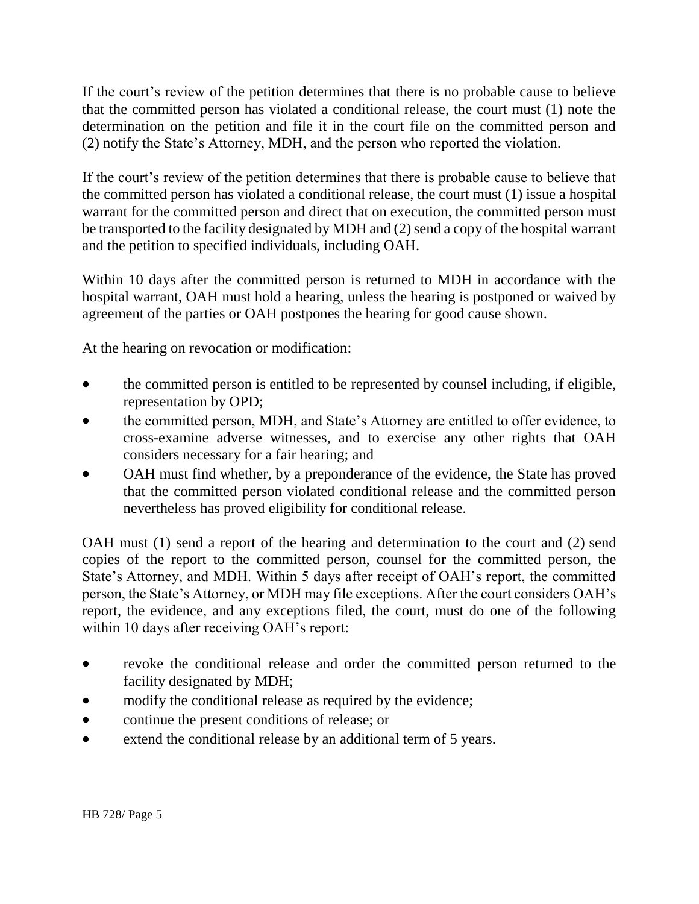If the court's review of the petition determines that there is no probable cause to believe that the committed person has violated a conditional release, the court must (1) note the determination on the petition and file it in the court file on the committed person and (2) notify the State's Attorney, MDH, and the person who reported the violation.

If the court's review of the petition determines that there is probable cause to believe that the committed person has violated a conditional release, the court must (1) issue a hospital warrant for the committed person and direct that on execution, the committed person must be transported to the facility designated by MDH and (2) send a copy of the hospital warrant and the petition to specified individuals, including OAH.

Within 10 days after the committed person is returned to MDH in accordance with the hospital warrant, OAH must hold a hearing, unless the hearing is postponed or waived by agreement of the parties or OAH postpones the hearing for good cause shown.

At the hearing on revocation or modification:

- the committed person is entitled to be represented by counsel including, if eligible, representation by OPD;
- the committed person, MDH, and State's Attorney are entitled to offer evidence, to cross-examine adverse witnesses, and to exercise any other rights that OAH considers necessary for a fair hearing; and
- OAH must find whether, by a preponderance of the evidence, the State has proved that the committed person violated conditional release and the committed person nevertheless has proved eligibility for conditional release.

OAH must (1) send a report of the hearing and determination to the court and (2) send copies of the report to the committed person, counsel for the committed person, the State's Attorney, and MDH. Within 5 days after receipt of OAH's report, the committed person, the State's Attorney, or MDH may file exceptions. After the court considers OAH's report, the evidence, and any exceptions filed, the court, must do one of the following within 10 days after receiving OAH's report:

- revoke the conditional release and order the committed person returned to the facility designated by MDH;
- modify the conditional release as required by the evidence;
- continue the present conditions of release; or
- extend the conditional release by an additional term of 5 years.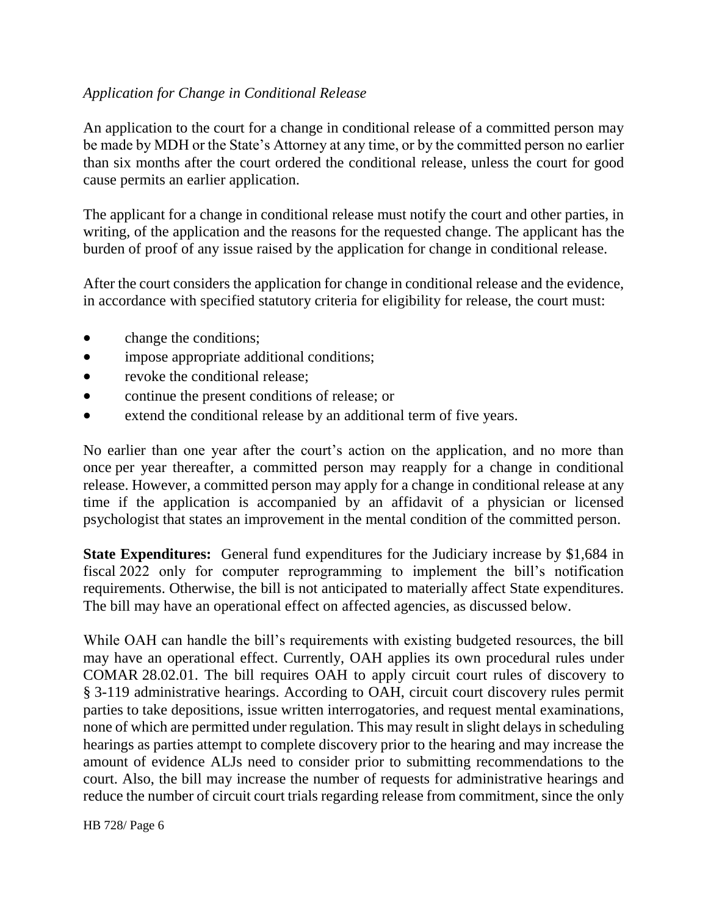*Application for Change in Conditional Release*

An application to the court for a change in conditional release of a committed person may be made by MDH or the State's Attorney at any time, or by the committed person no earlier than six months after the court ordered the conditional release, unless the court for good cause permits an earlier application.

The applicant for a change in conditional release must notify the court and other parties, in writing, of the application and the reasons for the requested change. The applicant has the burden of proof of any issue raised by the application for change in conditional release.

After the court considers the application for change in conditional release and the evidence, in accordance with specified statutory criteria for eligibility for release, the court must:

- change the conditions;
- impose appropriate additional conditions;
- revoke the conditional release;
- continue the present conditions of release; or
- extend the conditional release by an additional term of five years.

No earlier than one year after the court's action on the application, and no more than once per year thereafter, a committed person may reapply for a change in conditional release. However, a committed person may apply for a change in conditional release at any time if the application is accompanied by an affidavit of a physician or licensed psychologist that states an improvement in the mental condition of the committed person.

**State Expenditures:** General fund expenditures for the Judiciary increase by $1,684 in fiscal 2022 only for computer reprogramming to implement the bill's notification requirements. Otherwise, the bill is not anticipated to materially affect State expenditures. The bill may have an operational effect on affected agencies, as discussed below.

While OAH can handle the bill's requirements with existing budgeted resources, the bill may have an operational effect. Currently, OAH applies its own procedural rules under COMAR 28.02.01. The bill requires OAH to apply circuit court rules of discovery to § 3-119 administrative hearings. According to OAH, circuit court discovery rules permit parties to take depositions, issue written interrogatories, and request mental examinations, none of which are permitted under regulation. This may result in slight delays in scheduling hearings as parties attempt to complete discovery prior to the hearing and may increase the amount of evidence ALJs need to consider prior to submitting recommendations to the court. Also, the bill may increase the number of requests for administrative hearings and reduce the number of circuit court trials regarding release from commitment, since the only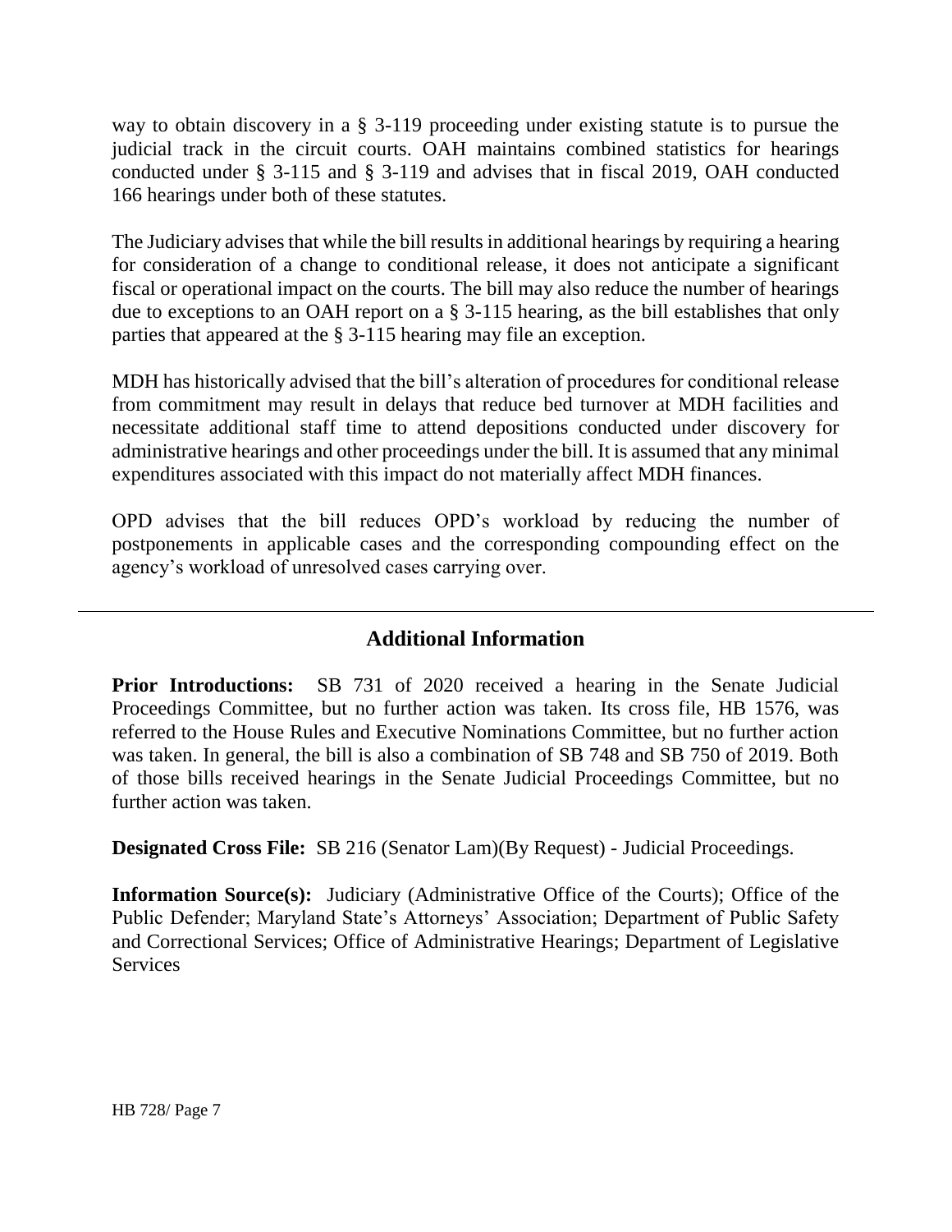way to obtain discovery in a § 3-119 proceeding under existing statute is to pursue the judicial track in the circuit courts. OAH maintains combined statistics for hearings conducted under § 3-115 and § 3-119 and advises that in fiscal 2019, OAH conducted 166 hearings under both of these statutes.

The Judiciary advises that while the bill results in additional hearings by requiring a hearing for consideration of a change to conditional release, it does not anticipate a significant fiscal or operational impact on the courts. The bill may also reduce the number of hearings due to exceptions to an OAH report on a § 3-115 hearing, as the bill establishes that only parties that appeared at the § 3-115 hearing may file an exception.

MDH has historically advised that the bill's alteration of procedures for conditional release from commitment may result in delays that reduce bed turnover at MDH facilities and necessitate additional staff time to attend depositions conducted under discovery for administrative hearings and other proceedings under the bill. It is assumed that any minimal expenditures associated with this impact do not materially affect MDH finances.

OPD advises that the bill reduces OPD's workload by reducing the number of postponements in applicable cases and the corresponding compounding effect on the agency's workload of unresolved cases carrying over.

## Additional Information

**Prior Introductions:** SB 731 of 2020 received a hearing in the Senate Judicial Proceedings Committee, but no further action was taken. Its cross file, HB 1576, was referred to the House Rules and Executive Nominations Committee, but no further action was taken. In general, the bill is also a combination of SB 748 and SB 750 of 2019. Both of those bills received hearings in the Senate Judicial Proceedings Committee, but no further action was taken.

**Designated Cross File:** SB 216 (Senator Lam)(By Request) - Judicial Proceedings.

**Information Source(s):** Judiciary (Administrative Office of the Courts); Office of the Public Defender; Maryland State's Attorneys' Association; Department of Public Safety and Correctional Services; Office of Administrative Hearings; Department of Legislative Services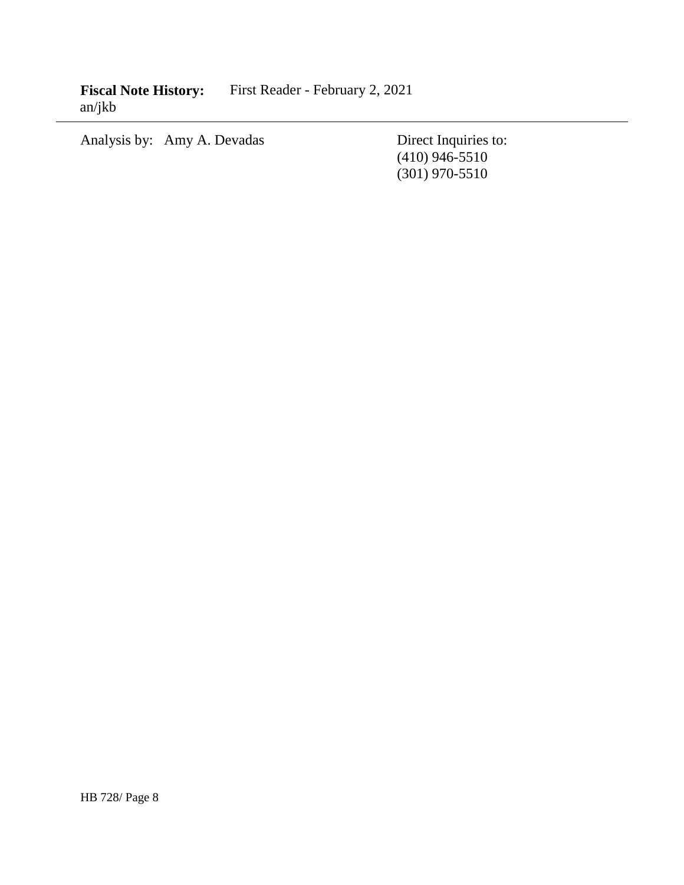**Fiscal Note History:** First Reader - February 2, 2021
an/jkb

---

Analysis by: Amy A. Devadas

Direct Inquiries to:
(410) 946-5510
(301) 970-5510